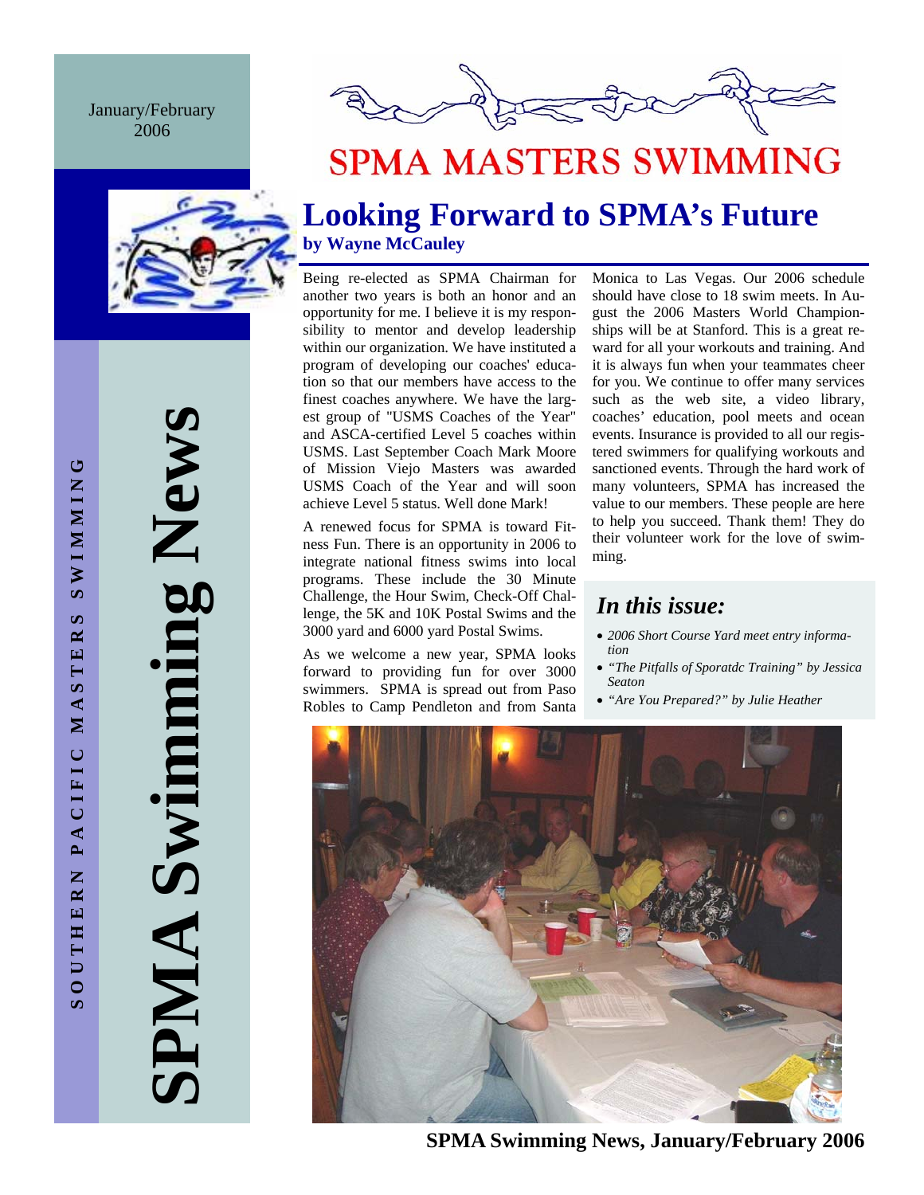January/February 2006

SOUTHERN PACIFIC MASTERS SWIMMING

# SPMA Swimming News

# SPMA MASTERS SWIMMING

## Looking Forward to SPMA's Future

**by Wayne McCauley**

Being re-elected as SPMA Chairman for another two years is both an honor and an opportunity for me. I believe it is my responsibility to mentor and develop leadership within our organization. We have instituted a program of developing our coaches' education so that our members have access to the finest coaches anywhere. We have the largest group of "USMS Coaches of the Year" and ASCA-certified Level 5 coaches within USMS. Last September Coach Mark Moore of Mission Viejo Masters was awarded USMS Coach of the Year and will soon achieve Level 5 status. Well done Mark!

A renewed focus for SPMA is toward Fitness Fun. There is an opportunity in 2006 to integrate national fitness swims into local programs. These include the 30 Minute Challenge, the Hour Swim, Check-Off Challenge, the 5K and 10K Postal Swims and the 3000 yard and 6000 yard Postal Swims.

As we welcome a new year, SPMA looks forward to providing fun for over 3000 swimmers. SPMA is spread out from Paso Robles to Camp Pendleton and from Santa Monica to Las Vegas. Our 2006 schedule should have close to 18 swim meets. In August the 2006 Masters World Championships will be at Stanford. This is a great reward for all your workouts and training. And it is always fun when your teammates cheer for you. We continue to offer many services such as the web site, a video library, coaches' education, pool meets and ocean events. Insurance is provided to all our registered swimmers for qualifying workouts and sanctioned events. Through the hard work of many volunteers, SPMA has increased the value to our members. These people are here to help you succeed. Thank them! They do their volunteer work for the love of swimming.

### *In this issue:*

- *2006 Short Course Yard meet entry information*
- *"The Pitfalls of Sporatdc Training" by Jessica Seaton*
- *"Are You Prepared?" by Julie Heather*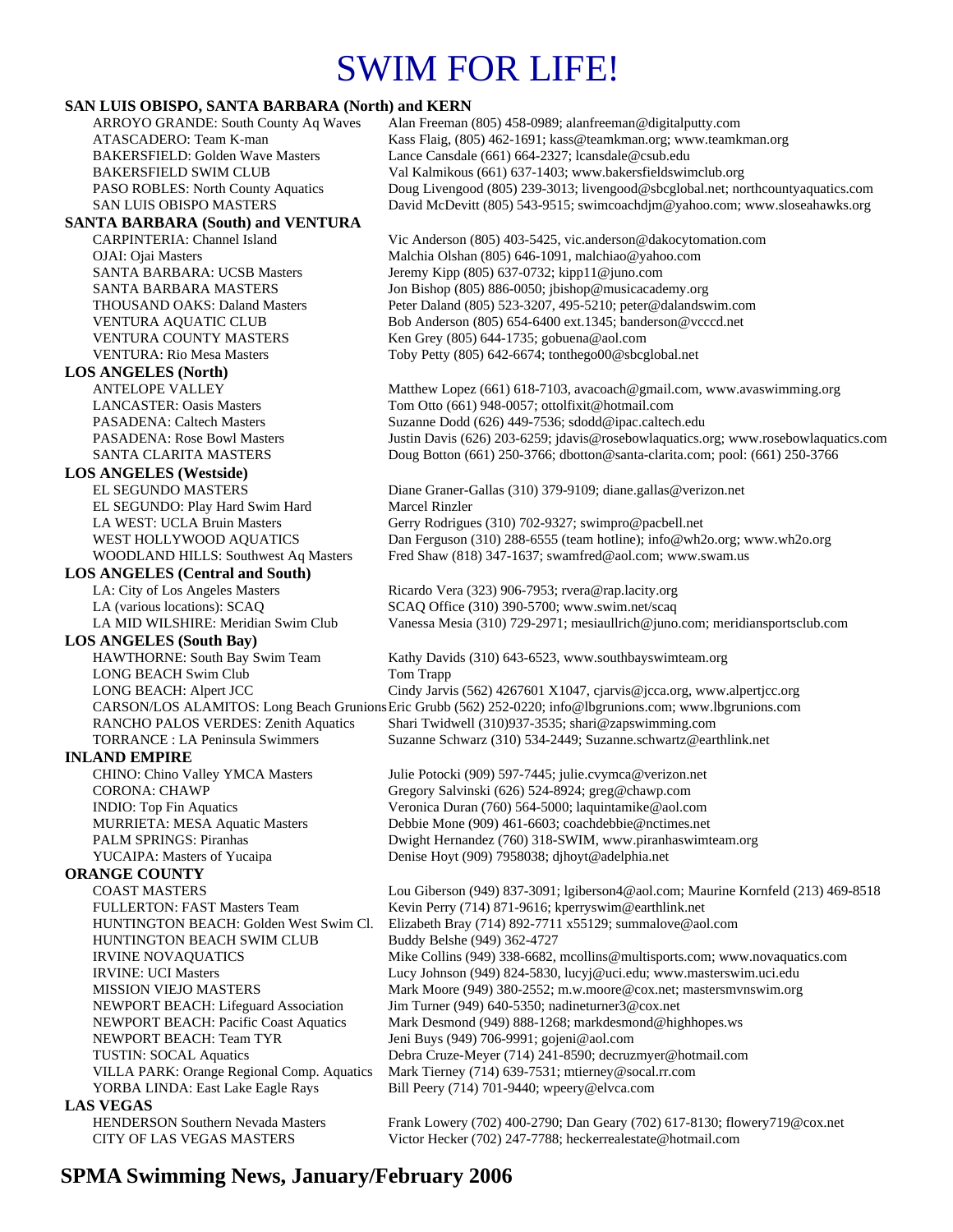# SWIM FOR LIFE!

**SAN LUIS OBISPO, SANTA BARBARA (North) and KERN**

| | |
|---|---|
| ARROYO GRANDE: South County Aq Waves | Alan Freeman (805) 458-0989; alanfreeman@digitalputty.com |
| ATASCADERO: Team K-man | Kass Flaig, (805) 462-1691; kass@teamkman.org; www.teamkman.org |
| BAKERSFIELD: Golden Wave Masters | Lance Cansdale (661) 664-2327; lcansdale@csub.edu |
| BAKERSFIELD SWIM CLUB | Val Kalmikous (661) 637-1403; www.bakersfieldswimclub.org |
| PASO ROBLES: North County Aquatics | Doug Livengood (805) 239-3013; livengood@sbcglobal.net; northcountyaquatics.com |
| SAN LUIS OBISPO MASTERS | David McDevitt (805) 543-9515; swimcoachdjm@yahoo.com; www.sloseahawks.org |

**SANTA BARBARA (South) and VENTURA**

| | |
|---|---|
| CARPINTERIA: Channel Island | Vic Anderson (805) 403-5425, vic.anderson@dakocytomation.com |
| OJAI: Ojai Masters | Malchia Olshan (805) 646-1091, malchiao@yahoo.com |
| SANTA BARBARA: UCSB Masters | Jeremy Kipp (805) 637-0732; kipp11@juno.com |
| SANTA BARBARA MASTERS | Jon Bishop (805) 886-0050; jbishop@musicacademy.org |
| THOUSAND OAKS: Daland Masters | Peter Daland (805) 523-3207, 495-5210; peter@dalandswim.com |
| VENTURA AQUATIC CLUB | Bob Anderson (805) 654-6400 ext.1345; banderson@vcccd.net |
| VENTURA COUNTY MASTERS | Ken Grey (805) 644-1735; gobuena@aol.com |
| VENTURA: Rio Mesa Masters | Toby Petty (805) 642-6674; tonthego00@sbcglobal.net |

**LOS ANGELES (North)**

| | |
|---|---|
| ANTELOPE VALLEY | Matthew Lopez (661) 618-7103, avacoach@gmail.com, www.avaswimming.org |
| LANCASTER: Oasis Masters | Tom Otto (661) 948-0057; ottolfixit@hotmail.com |
| PASADENA: Caltech Masters | Suzanne Dodd (626) 449-7536; sdodd@ipac.caltech.edu |
| PASADENA: Rose Bowl Masters | Justin Davis (626) 203-6259; jdavis@rosebowlaquatics.org; www.rosebowlaquatics.com |
| SANTA CLARITA MASTERS | Doug Botton (661) 250-3766; dbotton@santa-clarita.com; pool: (661) 250-3766 |

**LOS ANGELES (Westside)**

| | |
|---|---|
| EL SEGUNDO MASTERS | Diane Graner-Gallas (310) 379-9109; diane.gallas@verizon.net |
| EL SEGUNDO: Play Hard Swim Hard | Marcel Rinzler |
| LA WEST: UCLA Bruin Masters | Gerry Rodrigues (310) 702-9327; swimpro@pacbell.net |
| WEST HOLLYWOOD AQUATICS | Dan Ferguson (310) 288-6555 (team hotline); info@wh2o.org; www.wh2o.org |
| WOODLAND HILLS: Southwest Aq Masters | Fred Shaw (818) 347-1637; swamfred@aol.com; www.swam.us |

**LOS ANGELES (Central and South)**

| | |
|---|---|
| LA: City of Los Angeles Masters | Ricardo Vera (323) 906-7953; rvera@rap.lacity.org |
| LA (various locations): SCAQ | SCAQ Office (310) 390-5700; www.swim.net/scaq |
| LA MID WILSHIRE: Meridian Swim Club | Vanessa Mesia (310) 729-2971; mesiaullrich@juno.com; meridiansportsclub.com |

**LOS ANGELES (South Bay)**

| | |
|---|---|
| HAWTHORNE: South Bay Swim Team | Kathy Davids (310) 643-6523, www.southbayswimteam.org |
| LONG BEACH Swim Club | Tom Trapp |
| LONG BEACH: Alpert JCC | Cindy Jarvis (562) 4267601 X1047, cjarvis@jcca.org, www.alpertjcc.org |
| CARSON/LOS ALAMITOS: Long Beach Grunions | Eric Grubb (562) 252-0220; info@lbgrunions.com; www.lbgrunions.com |
| RANCHO PALOS VERDES: Zenith Aquatics | Shari Twidwell (310)937-3535; shari@zapswimming.com |
| TORRANCE : LA Peninsula Swimmers | Suzanne Schwarz (310) 534-2449; Suzanne.schwartz@earthlink.net |

**INLAND EMPIRE**

| | |
|---|---|
| CHINO: Chino Valley YMCA Masters | Julie Potocki (909) 597-7445; julie.cvymca@verizon.net |
| CORONA: CHAWP | Gregory Salvinski (626) 524-8924; greg@chawp.com |
| INDIO: Top Fin Aquatics | Veronica Duran (760) 564-5000; laquintamike@aol.com |
| MURRIETA: MESA Aquatic Masters | Debbie Mone (909) 461-6603; coachdebbie@nctimes.net |
| PALM SPRINGS: Piranhas | Dwight Hernandez (760) 318-SWIM, www.piranhaswimteam.org |
| YUCAIPA: Masters of Yucaipa | Denise Hoyt (909) 7958038; djhoyt@adelphia.net |

**ORANGE COUNTY**

| | |
|---|---|
| COAST MASTERS | Lou Giberson (949) 837-3091; lgiberson4@aol.com; Maurine Kornfeld (213) 469-8518 |
| FULLERTON: FAST Masters Team | Kevin Perry (714) 871-9616; kperryswim@earthlink.net |
| HUNTINGTON BEACH: Golden West Swim Cl. | Elizabeth Bray (714) 892-7711 x55129; summalove@aol.com |
| HUNTINGTON BEACH SWIM CLUB | Buddy Belshe (949) 362-4727 |
| IRVINE NOVAQUATICS | Mike Collins (949) 338-6682, mcollins@multisports.com; www.novaquatics.com |
| IRVINE: UCI Masters | Lucy Johnson (949) 824-5830, lucyj@uci.edu; www.masterswim.uci.edu |
| MISSION VIEJO MASTERS | Mark Moore (949) 380-2552; m.w.moore@cox.net; mastersmvnswim.org |
| NEWPORT BEACH: Lifeguard Association | Jim Turner (949) 640-5350; nadineturner3@cox.net |
| NEWPORT BEACH: Pacific Coast Aquatics | Mark Desmond (949) 888-1268; markdesmond@highhopes.ws |
| NEWPORT BEACH: Team TYR | Jeni Buys (949) 706-9991; gojeni@aol.com |
| TUSTIN: SOCAL Aquatics | Debra Cruze-Meyer (714) 241-8590; decruzmyer@hotmail.com |
| VILLA PARK: Orange Regional Comp. Aquatics | Mark Tierney (714) 639-7531; mtierney@socal.rr.com |
| YORBA LINDA: East Lake Eagle Rays | Bill Peery (714) 701-9440; wpeery@elvca.com |

**LAS VEGAS**

| | |
|---|---|
| HENDERSON Southern Nevada Masters | Frank Lowery (702) 400-2790; Dan Geary (702) 617-8130; flowery719@cox.net |
| CITY OF LAS VEGAS MASTERS | Victor Hecker (702) 247-7788; heckerrealestate@hotmail.com |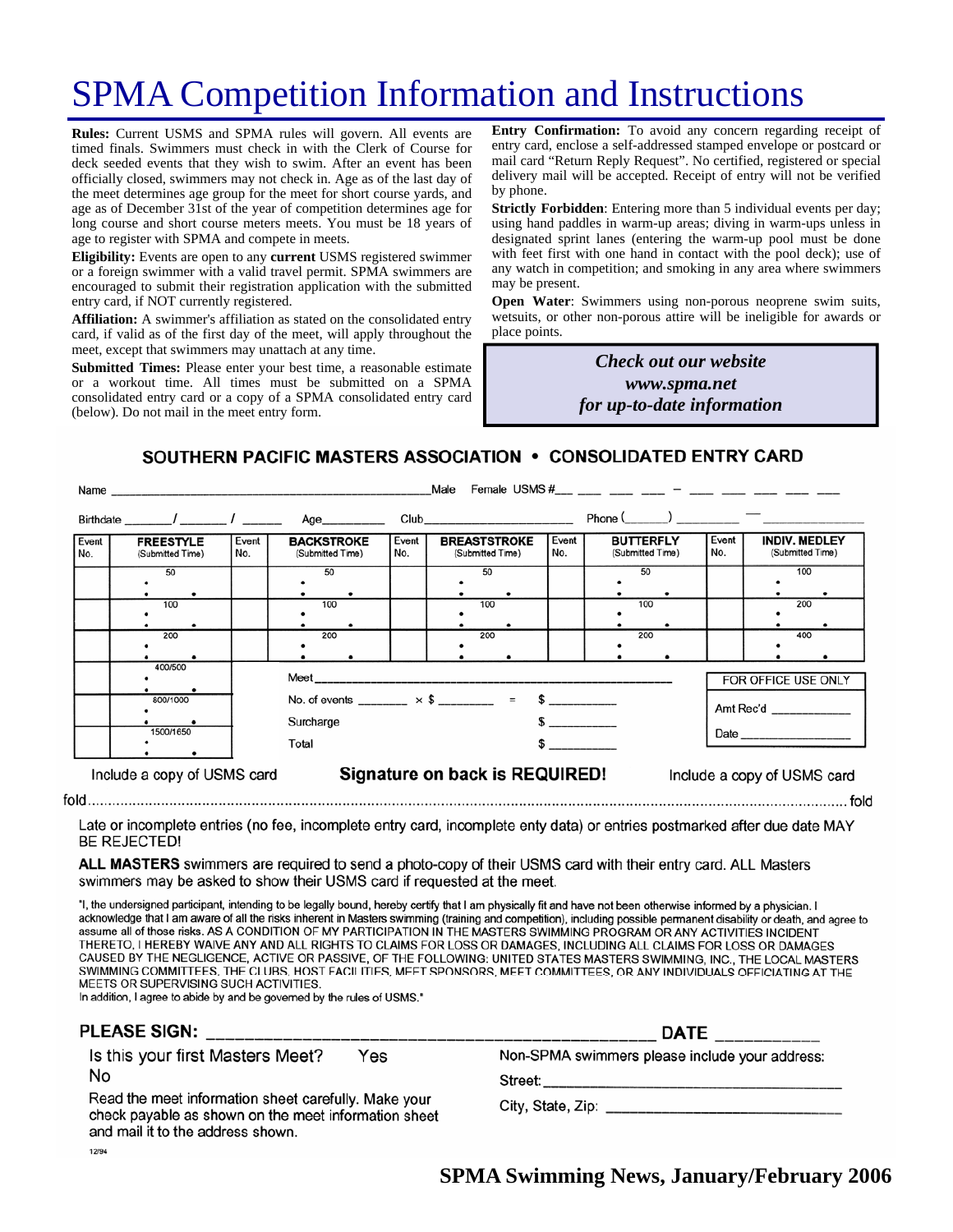# SPMA Competition Information and Instructions

**Rules:** Current USMS and SPMA rules will govern. All events are timed finals. Swimmers must check in with the Clerk of Course for deck seeded events that they wish to swim. After an event has been officially closed, swimmers may not check in. Age as of the last day of the meet determines age group for the meet for short course yards, and age as of December 31st of the year of competition determines age for long course and short course meters meets. You must be 18 years of age to register with SPMA and compete in meets.

**Eligibility:** Events are open to any **current** USMS registered swimmer or a foreign swimmer with a valid travel permit. SPMA swimmers are encouraged to submit their registration application with the submitted entry card, if NOT currently registered.

**Affiliation:** A swimmer's affiliation as stated on the consolidated entry card, if valid as of the first day of the meet, will apply throughout the meet, except that swimmers may unattach at any time.

**Submitted Times:** Please enter your best time, a reasonable estimate or a workout time. All times must be submitted on a SPMA consolidated entry card or a copy of a SPMA consolidated entry card (below). Do not mail in the meet entry form.

**Entry Confirmation:** To avoid any concern regarding receipt of entry card, enclose a self-addressed stamped envelope or postcard or mail card "Return Reply Request". No certified, registered or special delivery mail will be accepted. Receipt of entry will not be verified by phone.

**Strictly Forbidden**: Entering more than 5 individual events per day; using hand paddles in warm-up areas; diving in warm-ups unless in designated sprint lanes (entering the warm-up pool must be done with feet first with one hand in contact with the pool deck); use of any watch in competition; and smoking in any area where swimmers may be present.

**Open Water**: Swimmers using non-porous neoprene swim suits, wetsuits, or other non-porous attire will be ineligible for awards or place points.

***Check out our website***
***www.spma.net***
***for up-to-date information***

## SOUTHERN PACIFIC MASTERS ASSOCIATION • CONSOLIDATED ENTRY CARD

Name ____________________ Male Female USMS #___ ___ ___ ___ – ___ ___ ___ ___ ___

Birthdate _____/_____/_____ Age________ Club____________________ Phone (_____) ________ — ____________

| Event No. | FREESTYLE (Submitted Time) | Event No. | BACKSTROKE (Submitted Time) | Event No. | BREASTSTROKE (Submitted Time) | Event No. | BUTTERFLY (Submitted Time) | Event No. | INDIV. MEDLEY (Submitted Time) |
|---|---|---|---|---|---|---|---|---|---|
| | 50 | | 50 | | 50 | | 50 | | 100 |
| | 100 | | 100 | | 100 | | 100 | | 200 |
| | 200 | | 200 | | 200 | | 200 | | 400 |
| | 400/500 | | | | | | | | |
| | 800/1000 | | | | | | | | |
| | 1500/1650 | | | | | | | | |

Meet ______________________________

No. of events ______ × $ ______ = $ ________

Surcharge $ ________

Total $ ________

FOR OFFICE USE ONLY

Amt Rec'd __________

Date __________

Include a copy of USMS card **Signature on back is REQUIRED!** Include a copy of USMS card

fold .................................................................................................................................... fold

Late or incomplete entries (no fee, incomplete entry card, incomplete enty data) or entries postmarked after due date MAY BE REJECTED!

**ALL MASTERS** swimmers are required to send a photo-copy of their USMS card with their entry card. ALL Masters swimmers may be asked to show their USMS card if requested at the meet.

"I, the undersigned participant, intending to be legally bound, hereby certify that I am physically fit and have not been otherwise informed by a physician. I acknowledge that I am aware of all the risks inherent in Masters swimming (training and competition), including possible permanent disability or death, and agree to assume all of those risks. AS A CONDITION OF MY PARTICIPATION IN THE MASTERS SWIMMING PROGRAM OR ANY ACTIVITIES INCIDENT THERETO, I HEREBY WAIVE ANY AND ALL RIGHTS TO CLAIMS FOR LOSS OR DAMAGES, INCLUDING ALL CLAIMS FOR LOSS OR DAMAGES CAUSED BY THE NEGLIGENCE, ACTIVE OR PASSIVE, OF THE FOLLOWING: UNITED STATES MASTERS SWIMMING, INC., THE LOCAL MASTERS SWIMMING COMMITTEES, THE CLUBS, HOST FACILITIES, MEET SPONSORS, MEET COMMITTEES, OR ANY INDIVIDUALS OFFICIATING AT THE MEETS OR SUPERVISING SUCH ACTIVITIES.
In addition, I agree to abide by and be governed by the rules of USMS."

**PLEASE SIGN:** ______________________________ **DATE** __________

Is this your first Masters Meet? Yes No

Read the meet information sheet carefully. Make your check payable as shown on the meet information sheet and mail it to the address shown.

Non-SPMA swimmers please include your address:

Street: ______________________________

City, State, Zip: ______________________

12/94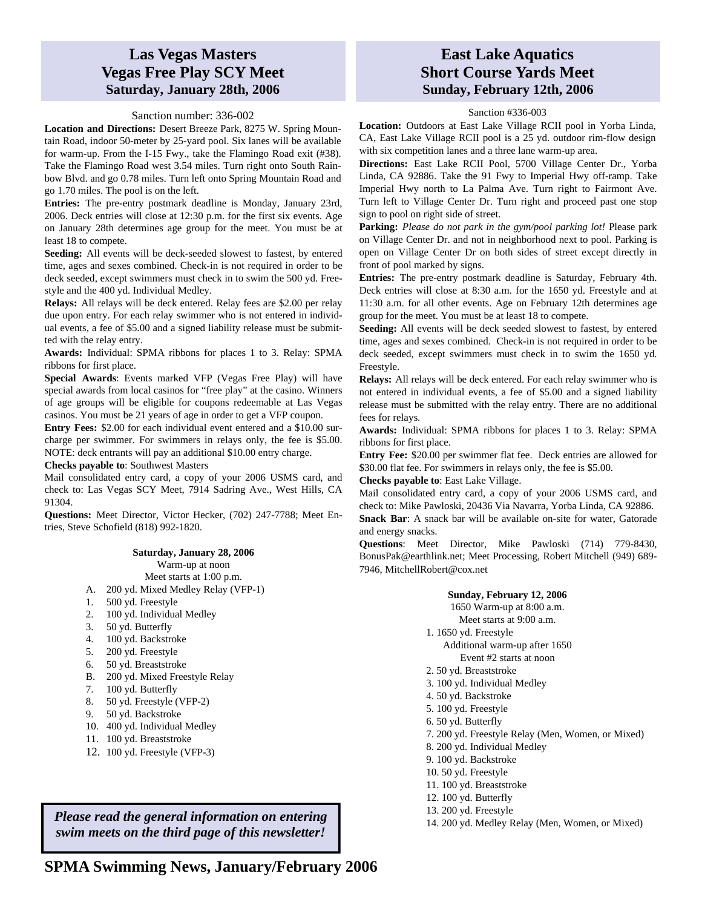## Las Vegas Masters
## Vegas Free Play SCY Meet
### Saturday, January 28th, 2006

Sanction number: 336-002

**Location and Directions:** Desert Breeze Park, 8275 W. Spring Mountain Road, indoor 50-meter by 25-yard pool. Six lanes will be available for warm-up. From the I-15 Fwy., take the Flamingo Road exit (#38). Take the Flamingo Road west 3.54 miles. Turn right onto South Rainbow Blvd. and go 0.78 miles. Turn left onto Spring Mountain Road and go 1.70 miles. The pool is on the left.

**Entries:** The pre-entry postmark deadline is Monday, January 23rd, 2006. Deck entries will close at 12:30 p.m. for the first six events. Age on January 28th determines age group for the meet. You must be at least 18 to compete.

**Seeding:** All events will be deck-seeded slowest to fastest, by entered time, ages and sexes combined. Check-in is not required in order to be deck seeded, except swimmers must check in to swim the 500 yd. Freestyle and the 400 yd. Individual Medley.

**Relays:** All relays will be deck entered. Relay fees are $2.00 per relay due upon entry. For each relay swimmer who is not entered in individual events, a fee of $5.00 and a signed liability release must be submitted with the relay entry.

**Awards:** Individual: SPMA ribbons for places 1 to 3. Relay: SPMA ribbons for first place.

**Special Awards**: Events marked VFP (Vegas Free Play) will have special awards from local casinos for "free play" at the casino. Winners of age groups will be eligible for coupons redeemable at Las Vegas casinos. You must be 21 years of age in order to get a VFP coupon.

**Entry Fees:** $2.00 for each individual event entered and a $10.00 surcharge per swimmer. For swimmers in relays only, the fee is $5.00. NOTE: deck entrants will pay an additional $10.00 entry charge.

**Checks payable to**: Southwest Masters

Mail consolidated entry card, a copy of your 2006 USMS card, and check to: Las Vegas SCY Meet, 7914 Sadring Ave., West Hills, CA 91304.

**Questions:** Meet Director, Victor Hecker, (702) 247-7788; Meet Entries, Steve Schofield (818) 992-1820.

**Saturday, January 28, 2006**
Warm-up at noon
Meet starts at 1:00 p.m.

- A. 200 yd. Mixed Medley Relay (VFP-1)
- 1. 500 yd. Freestyle
- 2. 100 yd. Individual Medley
- 3. 50 yd. Butterfly
- 4. 100 yd. Backstroke
- 5. 200 yd. Freestyle
- 6. 50 yd. Breaststroke
- B. 200 yd. Mixed Freestyle Relay
- 7. 100 yd. Butterfly
- 8. 50 yd. Freestyle (VFP-2)
- 9. 50 yd. Backstroke
- 10. 400 yd. Individual Medley
- 11. 100 yd. Breaststroke
- 12. 100 yd. Freestyle (VFP-3)

***Please read the general information on entering swim meets on the third page of this newsletter!***

## East Lake Aquatics
## Short Course Yards Meet
### Sunday, February 12th, 2006

Sanction #336-003

**Location:** Outdoors at East Lake Village RCII pool in Yorba Linda, CA, East Lake Village RCII pool is a 25 yd. outdoor rim-flow design with six competition lanes and a three lane warm-up area.

**Directions:** East Lake RCII Pool, 5700 Village Center Dr., Yorba Linda, CA 92886. Take the 91 Fwy to Imperial Hwy off-ramp. Take Imperial Hwy north to La Palma Ave. Turn right to Fairmont Ave. Turn left to Village Center Dr. Turn right and proceed past one stop sign to pool on right side of street.

**Parking:** *Please do not park in the gym/pool parking lot!* Please park on Village Center Dr. and not in neighborhood next to pool. Parking is open on Village Center Dr on both sides of street except directly in front of pool marked by signs.

**Entries:** The pre-entry postmark deadline is Saturday, February 4th. Deck entries will close at 8:30 a.m. for the 1650 yd. Freestyle and at 11:30 a.m. for all other events. Age on February 12th determines age group for the meet. You must be at least 18 to compete.

**Seeding:** All events will be deck seeded slowest to fastest, by entered time, ages and sexes combined. Check-in is not required in order to be deck seeded, except swimmers must check in to swim the 1650 yd. Freestyle.

**Relays:** All relays will be deck entered. For each relay swimmer who is not entered in individual events, a fee of $5.00 and a signed liability release must be submitted with the relay entry. There are no additional fees for relays.

**Awards:** Individual: SPMA ribbons for places 1 to 3. Relay: SPMA ribbons for first place.

**Entry Fee:** $20.00 per swimmer flat fee. Deck entries are allowed for $30.00 flat fee. For swimmers in relays only, the fee is $5.00.

**Checks payable to**: East Lake Village.

Mail consolidated entry card, a copy of your 2006 USMS card, and check to: Mike Pawloski, 20436 Via Navarra, Yorba Linda, CA 92886.

**Snack Bar**: A snack bar will be available on-site for water, Gatorade and energy snacks.

**Questions**: Meet Director, Mike Pawloski (714) 779-8430, BonusPak@earthlink.net; Meet Processing, Robert Mitchell (949) 689-7946, MitchellRobert@cox.net

**Sunday, February 12, 2006**
1650 Warm-up at 8:00 a.m.
Meet starts at 9:00 a.m.

1. 1650 yd. Freestyle

   Additional warm-up after 1650
   Event #2 starts at noon

2. 50 yd. Breaststroke
3. 100 yd. Individual Medley
4. 50 yd. Backstroke
5. 100 yd. Freestyle
6. 50 yd. Butterfly
7. 200 yd. Freestyle Relay (Men, Women, or Mixed)
8. 200 yd. Individual Medley
9. 100 yd. Backstroke
10. 50 yd. Freestyle
11. 100 yd. Breaststroke
12. 100 yd. Butterfly
13. 200 yd. Freestyle
14. 200 yd. Medley Relay (Men, Women, or Mixed)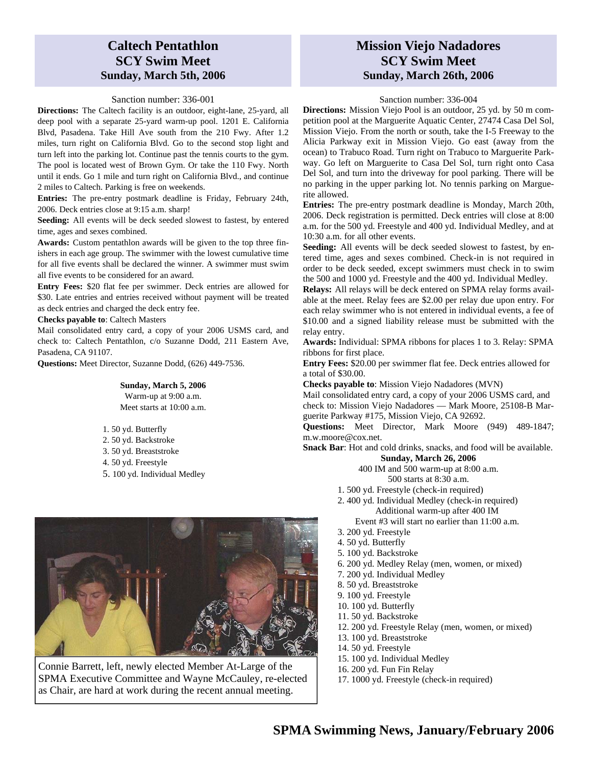## Caltech Pentathlon SCY Swim Meet
### Sunday, March 5th, 2006

Sanction number: 336-001

**Directions:** The Caltech facility is an outdoor, eight-lane, 25-yard, all deep pool with a separate 25-yard warm-up pool. 1201 E. California Blvd, Pasadena. Take Hill Ave south from the 210 Fwy. After 1.2 miles, turn right on California Blvd. Go to the second stop light and turn left into the parking lot. Continue past the tennis courts to the gym. The pool is located west of Brown Gym. Or take the 110 Fwy. North until it ends. Go 1 mile and turn right on California Blvd., and continue 2 miles to Caltech. Parking is free on weekends.

**Entries:** The pre-entry postmark deadline is Friday, February 24th, 2006. Deck entries close at 9:15 a.m. sharp!

**Seeding:** All events will be deck seeded slowest to fastest, by entered time, ages and sexes combined.

**Awards:** Custom pentathlon awards will be given to the top three finishers in each age group. The swimmer with the lowest cumulative time for all five events shall be declared the winner. A swimmer must swim all five events to be considered for an award.

**Entry Fees:** $20 flat fee per swimmer. Deck entries are allowed for $30. Late entries and entries received without payment will be treated as deck entries and charged the deck entry fee.

**Checks payable to**: Caltech Masters

Mail consolidated entry card, a copy of your 2006 USMS card, and check to: Caltech Pentathlon, c/o Suzanne Dodd, 211 Eastern Ave, Pasadena, CA 91107.

**Questions:** Meet Director, Suzanne Dodd, (626) 449-7536.

**Sunday, March 5, 2006**

Warm-up at 9:00 a.m.
Meet starts at 10:00 a.m.

1. 50 yd. Butterfly
2. 50 yd. Backstroke
3. 50 yd. Breaststroke
4. 50 yd. Freestyle
5. 100 yd. Individual Medley

Connie Barrett, left, newly elected Member At-Large of the SPMA Executive Committee and Wayne McCauley, re-elected as Chair, are hard at work during the recent annual meeting.

## Mission Viejo Nadadores SCY Swim Meet
### Sunday, March 26th, 2006

Sanction number: 336-004

**Directions:** Mission Viejo Pool is an outdoor, 25 yd. by 50 m competition pool at the Marguerite Aquatic Center, 27474 Casa Del Sol, Mission Viejo. From the north or south, take the I-5 Freeway to the Alicia Parkway exit in Mission Viejo. Go east (away from the ocean) to Trabuco Road. Turn right on Trabuco to Marguerite Parkway. Go left on Marguerite to Casa Del Sol, turn right onto Casa Del Sol, and turn into the driveway for pool parking. There will be no parking in the upper parking lot. No tennis parking on Marguerite allowed.

**Entries:** The pre-entry postmark deadline is Monday, March 20th, 2006. Deck registration is permitted. Deck entries will close at 8:00 a.m. for the 500 yd. Freestyle and 400 yd. Individual Medley, and at 10:30 a.m. for all other events.

**Seeding:** All events will be deck seeded slowest to fastest, by entered time, ages and sexes combined. Check-in is not required in order to be deck seeded, except swimmers must check in to swim the 500 and 1000 yd. Freestyle and the 400 yd. Individual Medley.

**Relays:** All relays will be deck entered on SPMA relay forms available at the meet. Relay fees are $2.00 per relay due upon entry. For each relay swimmer who is not entered in individual events, a fee of $10.00 and a signed liability release must be submitted with the relay entry.

**Awards:** Individual: SPMA ribbons for places 1 to 3. Relay: SPMA ribbons for first place.

**Entry Fees:** $20.00 per swimmer flat fee. Deck entries allowed for a total of $30.00.

**Checks payable to**: Mission Viejo Nadadores (MVN)

Mail consolidated entry card, a copy of your 2006 USMS card, and check to: Mission Viejo Nadadores — Mark Moore, 25108-B Marguerite Parkway #175, Mission Viejo, CA 92692.

**Questions:** Meet Director, Mark Moore (949) 489-1847; m.w.moore@cox.net.

**Snack Bar**: Hot and cold drinks, snacks, and food will be available.

**Sunday, March 26, 2006**

400 IM and 500 warm-up at 8:00 a.m.
500 starts at 8:30 a.m.

1. 500 yd. Freestyle (check-in required)
2. 400 yd. Individual Medley (check-in required)
   Additional warm-up after 400 IM
   Event #3 will start no earlier than 11:00 a.m.
3. 200 yd. Freestyle
4. 50 yd. Butterfly
5. 100 yd. Backstroke
6. 200 yd. Medley Relay (men, women, or mixed)
7. 200 yd. Individual Medley
8. 50 yd. Breaststroke
9. 100 yd. Freestyle
10. 100 yd. Butterfly
11. 50 yd. Backstroke
12. 200 yd. Freestyle Relay (men, women, or mixed)
13. 100 yd. Breaststroke
14. 50 yd. Freestyle
15. 100 yd. Individual Medley
16. 200 yd. Fun Fin Relay
17. 1000 yd. Freestyle (check-in required)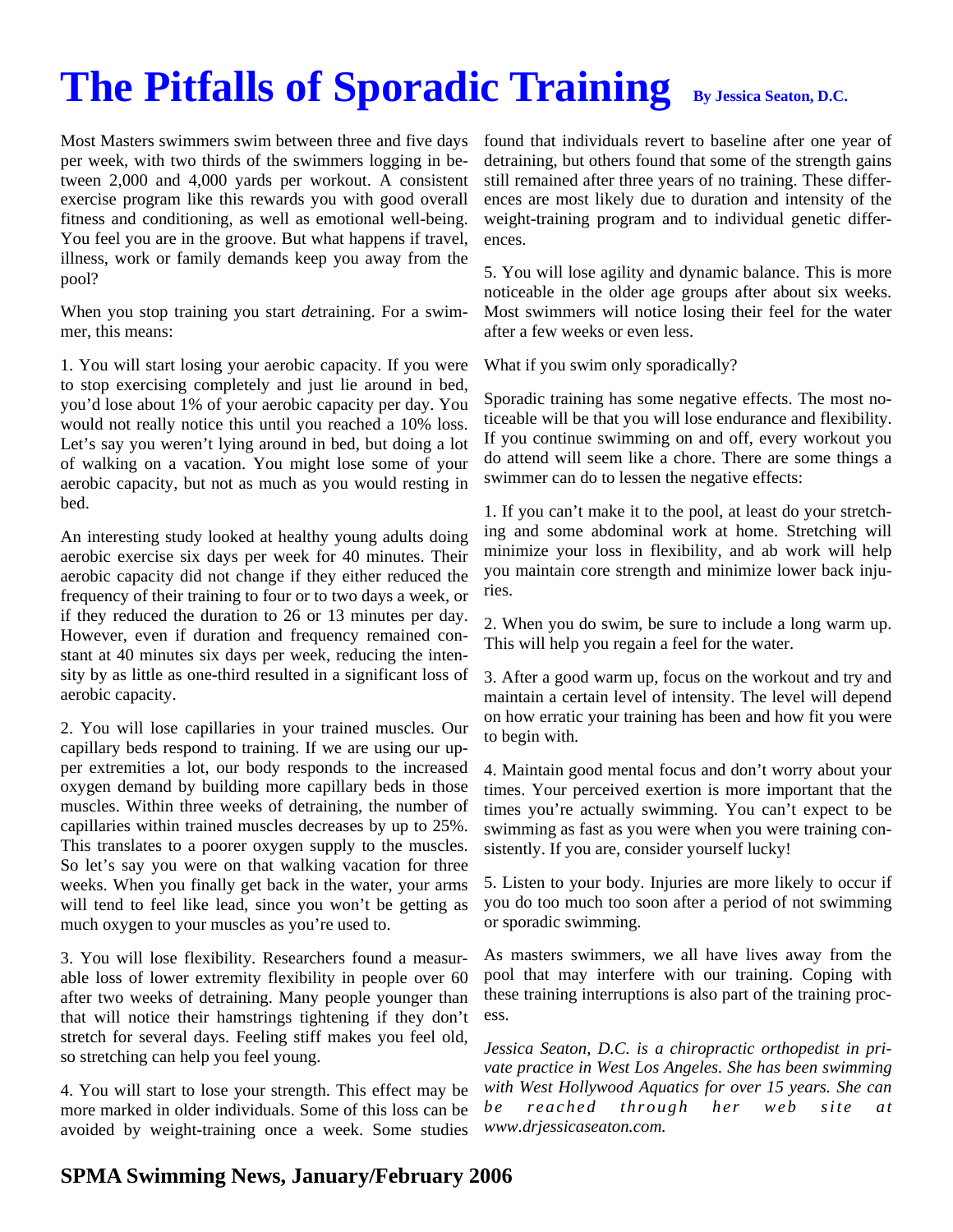# The Pitfalls of Sporadic Training

**By Jessica Seaton, D.C.**

Most Masters swimmers swim between three and five days per week, with two thirds of the swimmers logging in between 2,000 and 4,000 yards per workout. A consistent exercise program like this rewards you with good overall fitness and conditioning, as well as emotional well-being. You feel you are in the groove. But what happens if travel, illness, work or family demands keep you away from the pool?

When you stop training you start *de*training. For a swimmer, this means:

1. You will start losing your aerobic capacity. If you were to stop exercising completely and just lie around in bed, you'd lose about 1% of your aerobic capacity per day. You would not really notice this until you reached a 10% loss. Let's say you weren't lying around in bed, but doing a lot of walking on a vacation. You might lose some of your aerobic capacity, but not as much as you would resting in bed.

An interesting study looked at healthy young adults doing aerobic exercise six days per week for 40 minutes. Their aerobic capacity did not change if they either reduced the frequency of their training to four or to two days a week, or if they reduced the duration to 26 or 13 minutes per day. However, even if duration and frequency remained constant at 40 minutes six days per week, reducing the intensity by as little as one-third resulted in a significant loss of aerobic capacity.

2. You will lose capillaries in your trained muscles. Our capillary beds respond to training. If we are using our upper extremities a lot, our body responds to the increased oxygen demand by building more capillary beds in those muscles. Within three weeks of detraining, the number of capillaries within trained muscles decreases by up to 25%. This translates to a poorer oxygen supply to the muscles. So let's say you were on that walking vacation for three weeks. When you finally get back in the water, your arms will tend to feel like lead, since you won't be getting as much oxygen to your muscles as you're used to.

3. You will lose flexibility. Researchers found a measurable loss of lower extremity flexibility in people over 60 after two weeks of detraining. Many people younger than that will notice their hamstrings tightening if they don't stretch for several days. Feeling stiff makes you feel old, so stretching can help you feel young.

4. You will start to lose your strength. This effect may be more marked in older individuals. Some of this loss can be avoided by weight-training once a week. Some studies found that individuals revert to baseline after one year of detraining, but others found that some of the strength gains still remained after three years of no training. These differences are most likely due to duration and intensity of the weight-training program and to individual genetic differences.

5. You will lose agility and dynamic balance. This is more noticeable in the older age groups after about six weeks. Most swimmers will notice losing their feel for the water after a few weeks or even less.

What if you swim only sporadically?

Sporadic training has some negative effects. The most noticeable will be that you will lose endurance and flexibility. If you continue swimming on and off, every workout you do attend will seem like a chore. There are some things a swimmer can do to lessen the negative effects:

1. If you can't make it to the pool, at least do your stretching and some abdominal work at home. Stretching will minimize your loss in flexibility, and ab work will help you maintain core strength and minimize lower back injuries.

2. When you do swim, be sure to include a long warm up. This will help you regain a feel for the water.

3. After a good warm up, focus on the workout and try and maintain a certain level of intensity. The level will depend on how erratic your training has been and how fit you were to begin with.

4. Maintain good mental focus and don't worry about your times. Your perceived exertion is more important that the times you're actually swimming. You can't expect to be swimming as fast as you were when you were training consistently. If you are, consider yourself lucky!

5. Listen to your body. Injuries are more likely to occur if you do too much too soon after a period of not swimming or sporadic swimming.

As masters swimmers, we all have lives away from the pool that may interfere with our training. Coping with these training interruptions is also part of the training process.

*Jessica Seaton, D.C. is a chiropractic orthopedist in private practice in West Los Angeles. She has been swimming with West Hollywood Aquatics for over 15 years. She can be reached through her web site at www.drjessicaseaton.com.*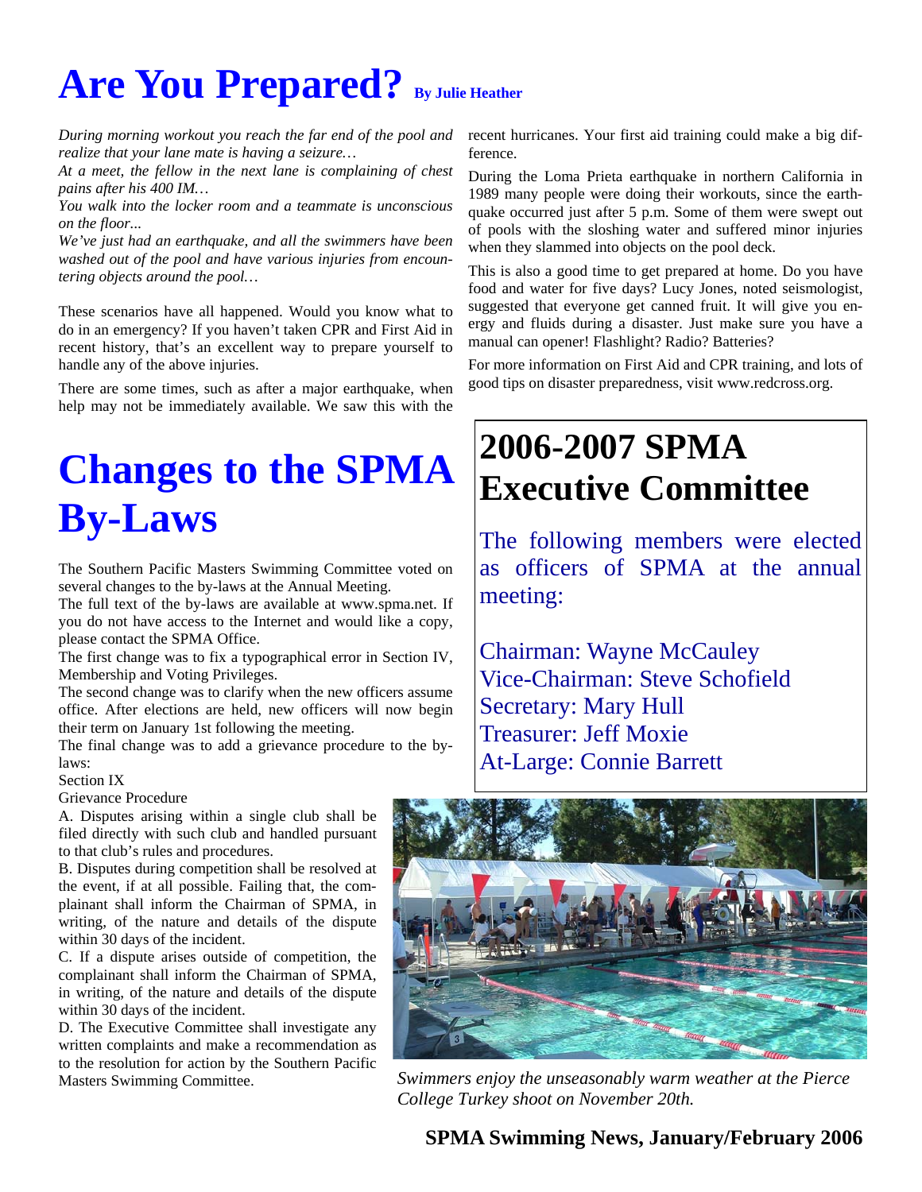# Are You Prepared? By Julie Heather

*During morning workout you reach the far end of the pool and realize that your lane mate is having a seizure…*

*At a meet, the fellow in the next lane is complaining of chest pains after his 400 IM…*

*You walk into the locker room and a teammate is unconscious on the floor...*

*We've just had an earthquake, and all the swimmers have been washed out of the pool and have various injuries from encountering objects around the pool…*

These scenarios have all happened. Would you know what to do in an emergency? If you haven't taken CPR and First Aid in recent history, that's an excellent way to prepare yourself to handle any of the above injuries.

There are some times, such as after a major earthquake, when help may not be immediately available. We saw this with the recent hurricanes. Your first aid training could make a big difference.

During the Loma Prieta earthquake in northern California in 1989 many people were doing their workouts, since the earthquake occurred just after 5 p.m. Some of them were swept out of pools with the sloshing water and suffered minor injuries when they slammed into objects on the pool deck.

This is also a good time to get prepared at home. Do you have food and water for five days? Lucy Jones, noted seismologist, suggested that everyone get canned fruit. It will give you energy and fluids during a disaster. Just make sure you have a manual can opener! Flashlight? Radio? Batteries?

For more information on First Aid and CPR training, and lots of good tips on disaster preparedness, visit www.redcross.org.

# Changes to the SPMA By-Laws

The Southern Pacific Masters Swimming Committee voted on several changes to the by-laws at the Annual Meeting.

The full text of the by-laws are available at www.spma.net. If you do not have access to the Internet and would like a copy, please contact the SPMA Office.

The first change was to fix a typographical error in Section IV, Membership and Voting Privileges.

The second change was to clarify when the new officers assume office. After elections are held, new officers will now begin their term on January 1st following the meeting.

The final change was to add a grievance procedure to the by-laws:

Section IX

Grievance Procedure

A. Disputes arising within a single club shall be filed directly with such club and handled pursuant to that club's rules and procedures.

B. Disputes during competition shall be resolved at the event, if at all possible. Failing that, the complainant shall inform the Chairman of SPMA, in writing, of the nature and details of the dispute within 30 days of the incident.

C. If a dispute arises outside of competition, the complainant shall inform the Chairman of SPMA, in writing, of the nature and details of the dispute within 30 days of the incident.

D. The Executive Committee shall investigate any written complaints and make a recommendation as to the resolution for action by the Southern Pacific Masters Swimming Committee.

# 2006-2007 SPMA Executive Committee

The following members were elected as officers of SPMA at the annual meeting:

Chairman: Wayne McCauley
Vice-Chairman: Steve Schofield
Secretary: Mary Hull
Treasurer: Jeff Moxie
At-Large: Connie Barrett

*Swimmers enjoy the unseasonably warm weather at the Pierce College Turkey shoot on November 20th.*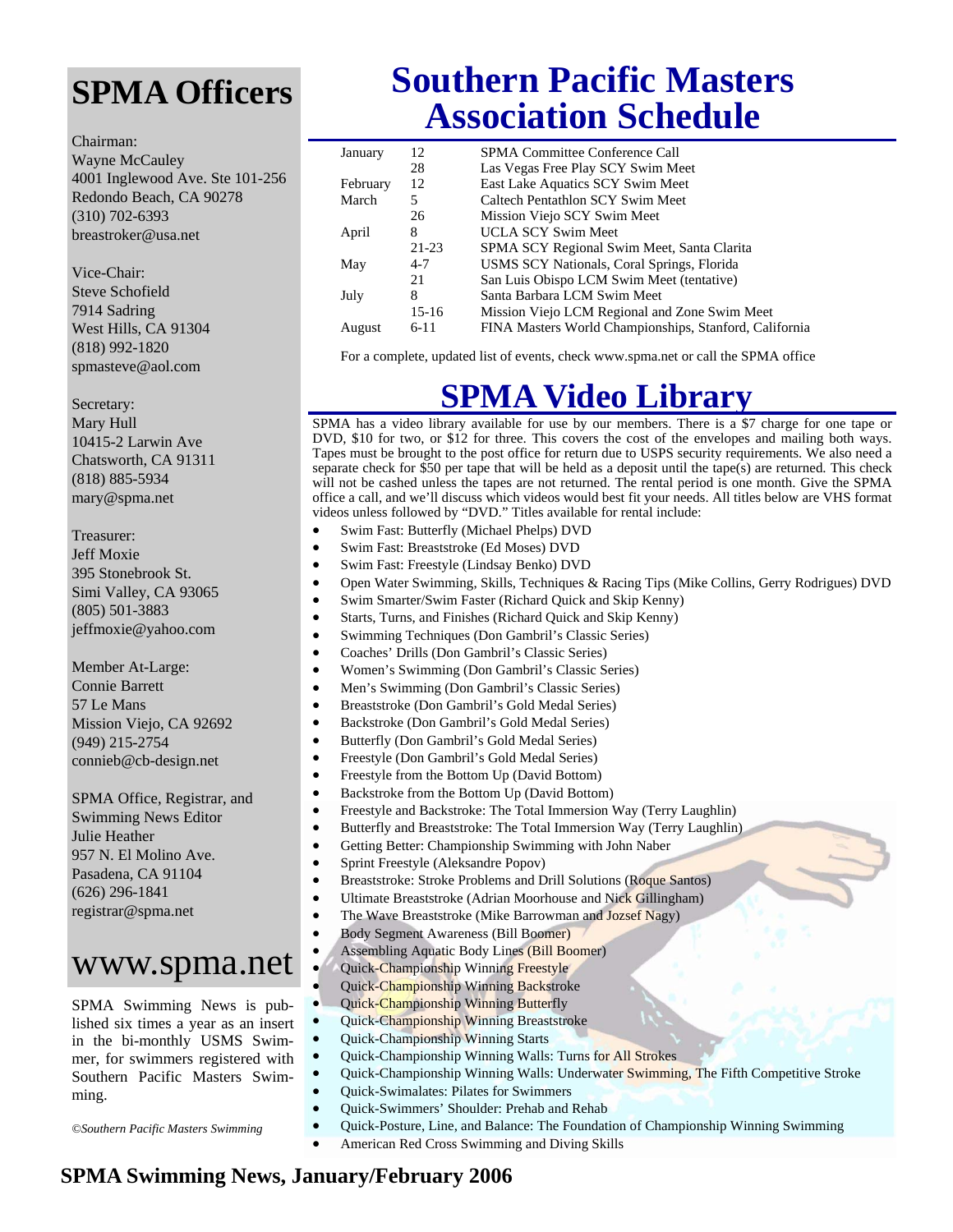# SPMA Officers

Chairman:
Wayne McCauley
4001 Inglewood Ave. Ste 101-256
Redondo Beach, CA 90278
(310) 702-6393
breastroker@usa.net

Vice-Chair:
Steve Schofield
7914 Sadring
West Hills, CA 91304
(818) 992-1820
spmasteve@aol.com

Secretary:
Mary Hull
10415-2 Larwin Ave
Chatsworth, CA 91311
(818) 885-5934
mary@spma.net

Treasurer:
Jeff Moxie
395 Stonebrook St.
Simi Valley, CA 93065
(805) 501-3883
jeffmoxie@yahoo.com

Member At-Large:
Connie Barrett
57 Le Mans
Mission Viejo, CA 92692
(949) 215-2754
connieb@cb-design.net

SPMA Office, Registrar, and Swimming News Editor
Julie Heather
957 N. El Molino Ave.
Pasadena, CA 91104
(626) 296-1841
registrar@spma.net

## www.spma.net

SPMA Swimming News is published six times a year as an insert in the bi-monthly USMS Swimmer, for swimmers registered with Southern Pacific Masters Swimming.

*©Southern Pacific Masters Swimming*

# Southern Pacific Masters Association Schedule

| | | |
|---|---|---|
| January | 12 | SPMA Committee Conference Call |
| | 28 | Las Vegas Free Play SCY Swim Meet |
| February | 12 | East Lake Aquatics SCY Swim Meet |
| March | 5 | Caltech Pentathlon SCY Swim Meet |
| | 26 | Mission Viejo SCY Swim Meet |
| April | 8 | UCLA SCY Swim Meet |
| | 21-23 | SPMA SCY Regional Swim Meet, Santa Clarita |
| May | 4-7 | USMS SCY Nationals, Coral Springs, Florida |
| | 21 | San Luis Obispo LCM Swim Meet (tentative) |
| July | 8 | Santa Barbara LCM Swim Meet |
| | 15-16 | Mission Viejo LCM Regional and Zone Swim Meet |
| August | 6-11 | FINA Masters World Championships, Stanford, California |

For a complete, updated list of events, check www.spma.net or call the SPMA office

# SPMA Video Library

SPMA has a video library available for use by our members. There is a $7 charge for one tape or DVD, $10 for two, or $12 for three. This covers the cost of the envelopes and mailing both ways. Tapes must be brought to the post office for return due to USPS security requirements. We also need a separate check for $50 per tape that will be held as a deposit until the tape(s) are returned. This check will not be cashed unless the tapes are not returned. The rental period is one month. Give the SPMA office a call, and we'll discuss which videos would best fit your needs. All titles below are VHS format videos unless followed by "DVD." Titles available for rental include:

- Swim Fast: Butterfly (Michael Phelps) DVD
- Swim Fast: Breaststroke (Ed Moses) DVD
- Swim Fast: Freestyle (Lindsay Benko) DVD
- Open Water Swimming, Skills, Techniques & Racing Tips (Mike Collins, Gerry Rodrigues) DVD
- Swim Smarter/Swim Faster (Richard Quick and Skip Kenny)
- Starts, Turns, and Finishes (Richard Quick and Skip Kenny)
- Swimming Techniques (Don Gambril's Classic Series)
- Coaches' Drills (Don Gambril's Classic Series)
- Women's Swimming (Don Gambril's Classic Series)
- Men's Swimming (Don Gambril's Classic Series)
- Breaststroke (Don Gambril's Gold Medal Series)
- Backstroke (Don Gambril's Gold Medal Series)
- Butterfly (Don Gambril's Gold Medal Series)
- Freestyle (Don Gambril's Gold Medal Series)
- Freestyle from the Bottom Up (David Bottom)
- Backstroke from the Bottom Up (David Bottom)
- Freestyle and Backstroke: The Total Immersion Way (Terry Laughlin)
- Butterfly and Breaststroke: The Total Immersion Way (Terry Laughlin)
- Getting Better: Championship Swimming with John Naber
- Sprint Freestyle (Aleksandre Popov)
- Breaststroke: Stroke Problems and Drill Solutions (Roque Santos)
- Ultimate Breaststroke (Adrian Moorhouse and Nick Gillingham)
- The Wave Breaststroke (Mike Barrowman and Jozsef Nagy)
- Body Segment Awareness (Bill Boomer)
- Assembling Aquatic Body Lines (Bill Boomer)
- Quick-Championship Winning Freestyle
- Quick-Championship Winning Backstroke
- Quick-Championship Winning Butterfly
- Quick-Championship Winning Breaststroke
- Quick-Championship Winning Starts
- Quick-Championship Winning Walls: Turns for All Strokes
- Quick-Championship Winning Walls: Underwater Swimming, The Fifth Competitive Stroke
- Quick-Swimalates: Pilates for Swimmers
- Quick-Swimmers' Shoulder: Prehab and Rehab
- Quick-Posture, Line, and Balance: The Foundation of Championship Winning Swimming
- American Red Cross Swimming and Diving Skills

**SPMA Swimming News, January/February 2006**